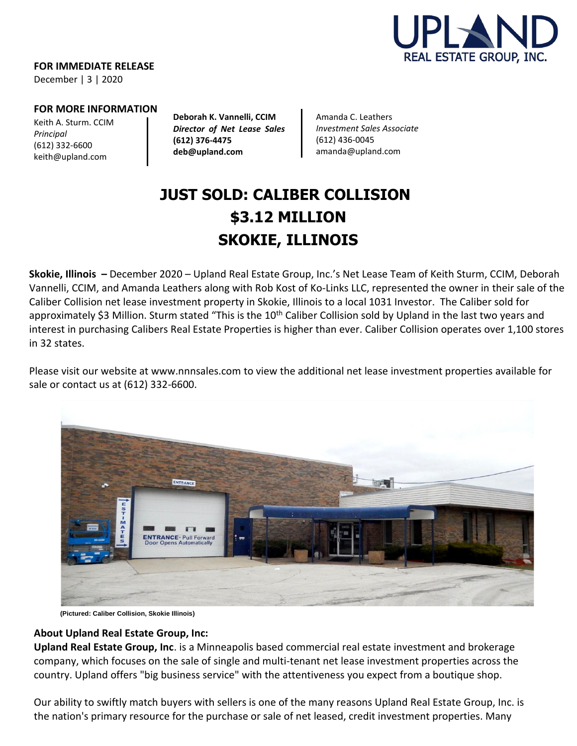**FOR IMMEDIATE RELEASE**
December | 3 | 2020

**FOR MORE INFORMATION**

Keith A. Sturm. CCIM
*Principal*
(612) 332-6600
keith@upland.com

**Deborah K. Vannelli, CCIM**
***Director of Net Lease Sales***
**(612) 376-4475**
**deb@upland.com**

Amanda C. Leathers
*Investment Sales Associate*
(612) 436-0045
amanda@upland.com

# JUST SOLD: CALIBER COLLISION
# $3.12 MILLION
# SKOKIE, ILLINOIS

**Skokie, Illinois –** December 2020 – Upland Real Estate Group, Inc.'s Net Lease Team of Keith Sturm, CCIM, Deborah Vannelli, CCIM, and Amanda Leathers along with Rob Kost of Ko-Links LLC, represented the owner in their sale of the Caliber Collision net lease investment property in Skokie, Illinois to a local 1031 Investor. The Caliber sold for approximately $3 Million. Sturm stated "This is the 10th Caliber Collision sold by Upland in the last two years and interest in purchasing Calibers Real Estate Properties is higher than ever. Caliber Collision operates over 1,100 stores in 32 states.

Please visit our website at www.nnnsales.com to view the additional net lease investment properties available for sale or contact us at (612) 332-6600.

**(Pictured: Caliber Collision, Skokie Illinois)**

**About Upland Real Estate Group, Inc:**

**Upland Real Estate Group, Inc**. is a Minneapolis based commercial real estate investment and brokerage company, which focuses on the sale of single and multi-tenant net lease investment properties across the country. Upland offers "big business service" with the attentiveness you expect from a boutique shop.

Our ability to swiftly match buyers with sellers is one of the many reasons Upland Real Estate Group, Inc. is the nation's primary resource for the purchase or sale of net leased, credit investment properties. Many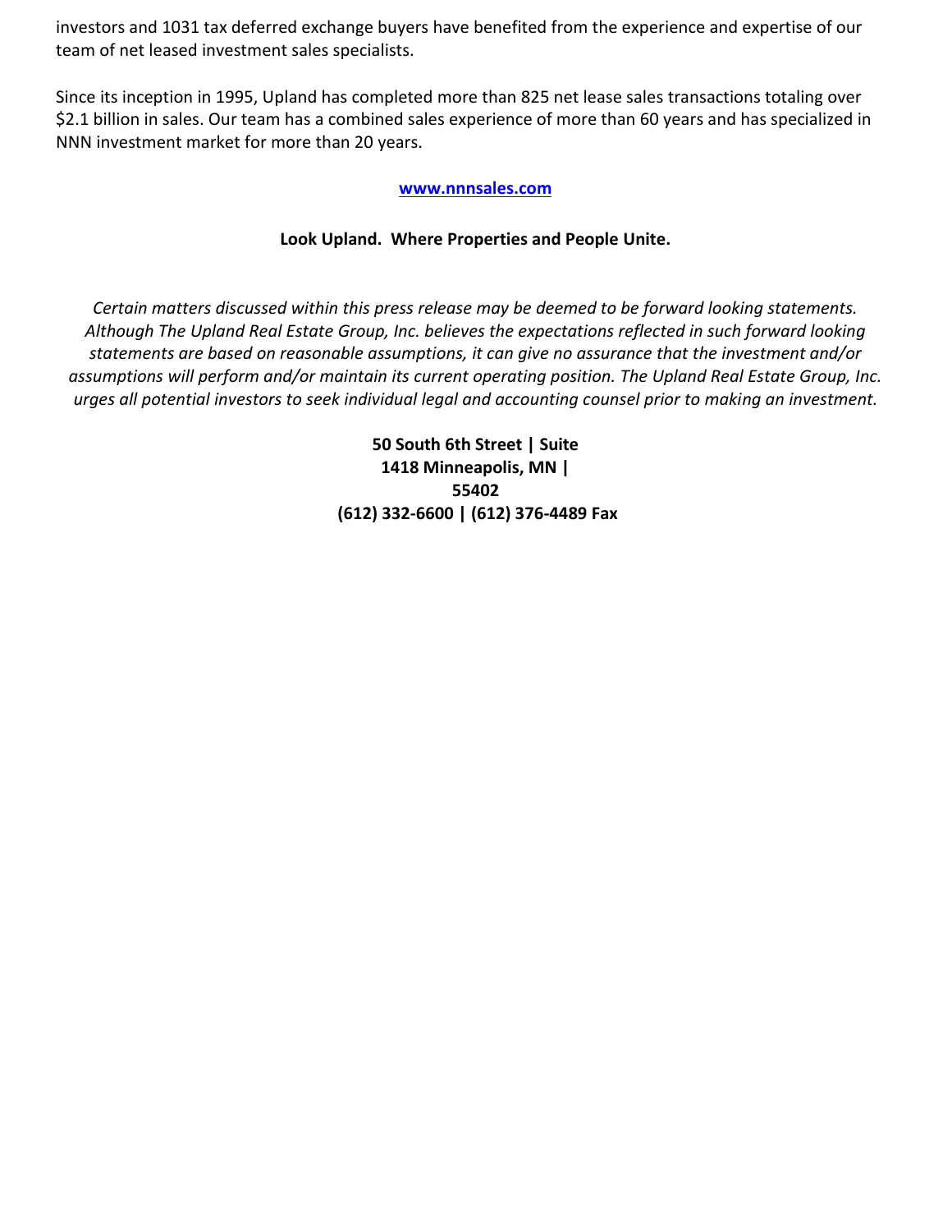investors and 1031 tax deferred exchange buyers have benefited from the experience and expertise of our team of net leased investment sales specialists.

Since its inception in 1995, Upland has completed more than 825 net lease sales transactions totaling over $2.1 billion in sales. Our team has a combined sales experience of more than 60 years and has specialized in NNN investment market for more than 20 years.

**[www.nnnsales.com](http://www.nnnsales.com)**

**Look Upland. Where Properties and People Unite.**

*Certain matters discussed within this press release may be deemed to be forward looking statements. Although The Upland Real Estate Group, Inc. believes the expectations reflected in such forward looking statements are based on reasonable assumptions, it can give no assurance that the investment and/or assumptions will perform and/or maintain its current operating position. The Upland Real Estate Group, Inc. urges all potential investors to seek individual legal and accounting counsel prior to making an investment.*

**50 South 6th Street | Suite 1418 Minneapolis, MN | 55402**
**(612) 332-6600 | (612) 376-4489 Fax**